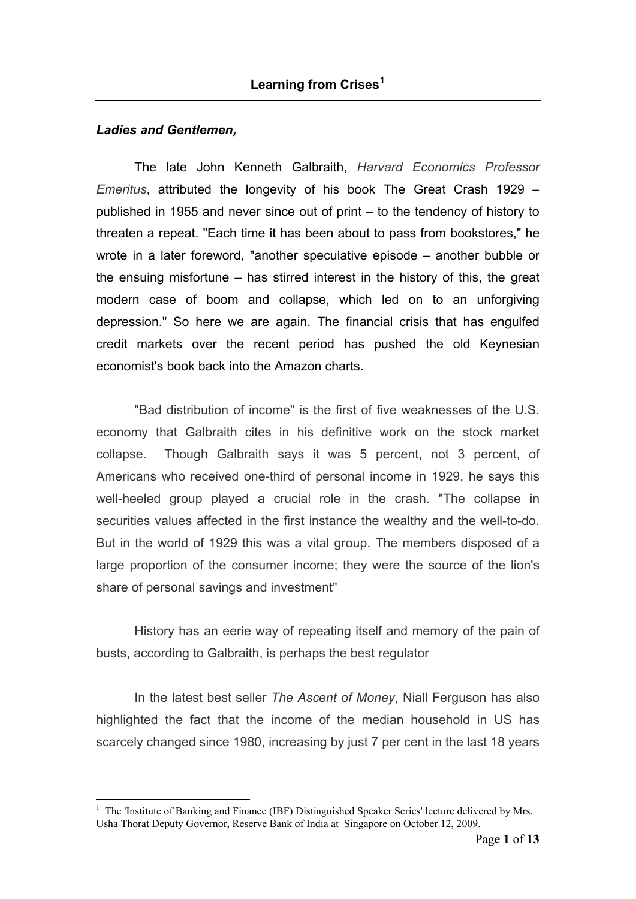# Learning from Crises[1]

***Ladies and Gentlemen,***

The late John Kenneth Galbraith, *Harvard Economics Professor Emeritus*, attributed the longevity of his book The Great Crash 1929 – published in 1955 and never since out of print – to the tendency of history to threaten a repeat. "Each time it has been about to pass from bookstores," he wrote in a later foreword, "another speculative episode – another bubble or the ensuing misfortune – has stirred interest in the history of this, the great modern case of boom and collapse, which led on to an unforgiving depression." So here we are again. The financial crisis that has engulfed credit markets over the recent period has pushed the old Keynesian economist's book back into the Amazon charts.

"Bad distribution of income" is the first of five weaknesses of the U.S. economy that Galbraith cites in his definitive work on the stock market collapse. Though Galbraith says it was 5 percent, not 3 percent, of Americans who received one-third of personal income in 1929, he says this well-heeled group played a crucial role in the crash. "The collapse in securities values affected in the first instance the wealthy and the well-to-do. But in the world of 1929 this was a vital group. The members disposed of a large proportion of the consumer income; they were the source of the lion's share of personal savings and investment"

History has an eerie way of repeating itself and memory of the pain of busts, according to Galbraith, is perhaps the best regulator

In the latest best seller *The Ascent of Money*, Niall Ferguson has also highlighted the fact that the income of the median household in US has scarcely changed since 1980, increasing by just 7 per cent in the last 18 years

---

[1] The 'Institute of Banking and Finance (IBF) Distinguished Speaker Series' lecture delivered by Mrs. Usha Thorat Deputy Governor, Reserve Bank of India at Singapore on October 12, 2009.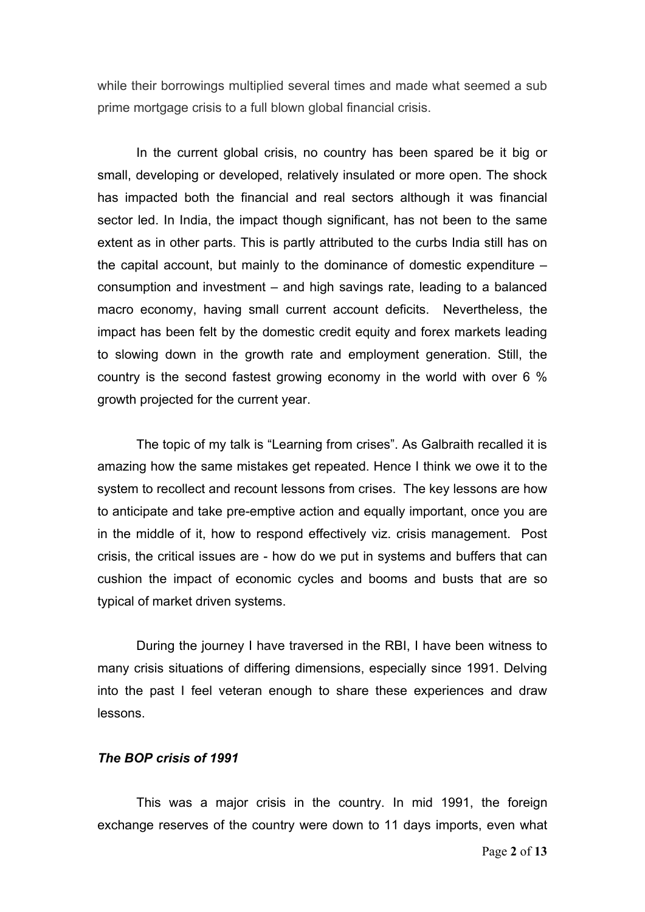while their borrowings multiplied several times and made what seemed a sub prime mortgage crisis to a full blown global financial crisis.

In the current global crisis, no country has been spared be it big or small, developing or developed, relatively insulated or more open. The shock has impacted both the financial and real sectors although it was financial sector led. In India, the impact though significant, has not been to the same extent as in other parts. This is partly attributed to the curbs India still has on the capital account, but mainly to the dominance of domestic expenditure – consumption and investment – and high savings rate, leading to a balanced macro economy, having small current account deficits. Nevertheless, the impact has been felt by the domestic credit equity and forex markets leading to slowing down in the growth rate and employment generation. Still, the country is the second fastest growing economy in the world with over 6 % growth projected for the current year.

The topic of my talk is "Learning from crises". As Galbraith recalled it is amazing how the same mistakes get repeated. Hence I think we owe it to the system to recollect and recount lessons from crises. The key lessons are how to anticipate and take pre-emptive action and equally important, once you are in the middle of it, how to respond effectively viz. crisis management. Post crisis, the critical issues are - how do we put in systems and buffers that can cushion the impact of economic cycles and booms and busts that are so typical of market driven systems.

During the journey I have traversed in the RBI, I have been witness to many crisis situations of differing dimensions, especially since 1991. Delving into the past I feel veteran enough to share these experiences and draw lessons.

***The BOP crisis of 1991***

This was a major crisis in the country. In mid 1991, the foreign exchange reserves of the country were down to 11 days imports, even what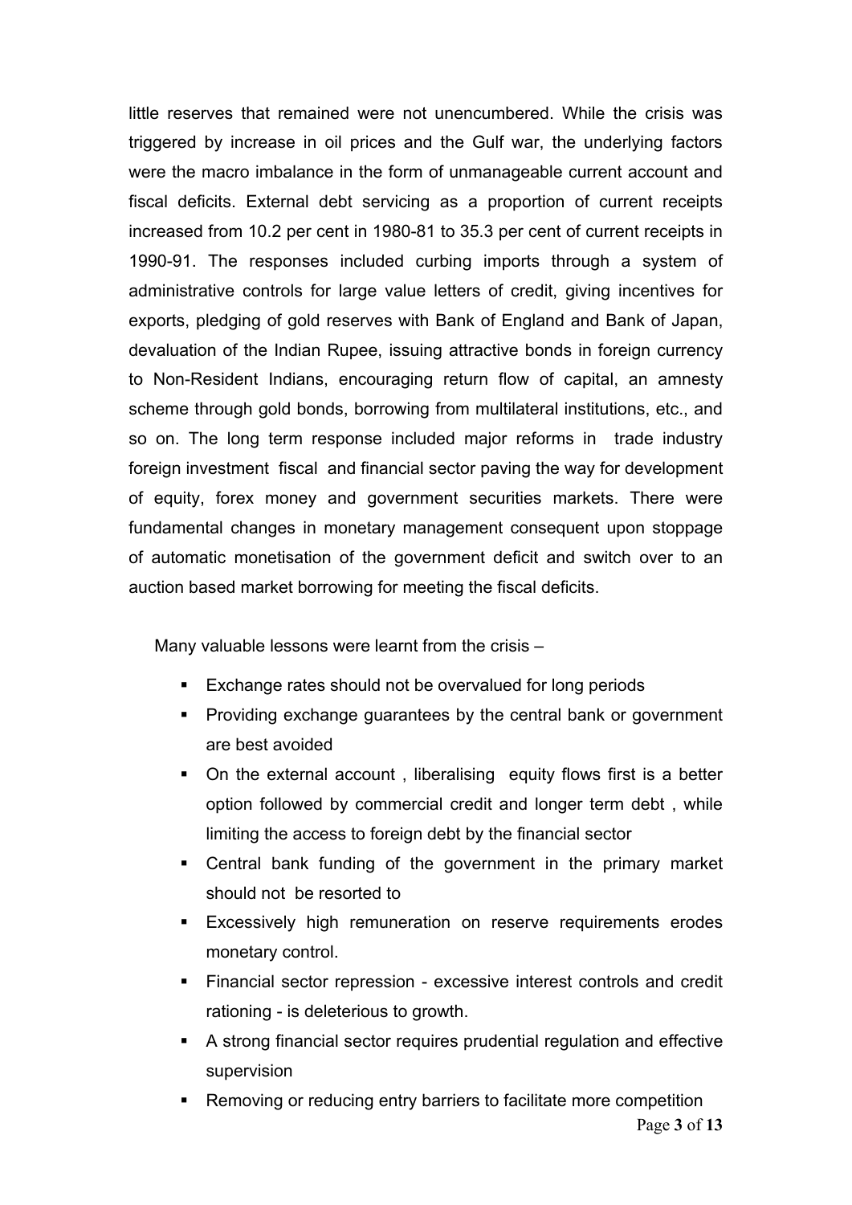little reserves that remained were not unencumbered. While the crisis was triggered by increase in oil prices and the Gulf war, the underlying factors were the macro imbalance in the form of unmanageable current account and fiscal deficits. External debt servicing as a proportion of current receipts increased from 10.2 per cent in 1980-81 to 35.3 per cent of current receipts in 1990-91. The responses included curbing imports through a system of administrative controls for large value letters of credit, giving incentives for exports, pledging of gold reserves with Bank of England and Bank of Japan, devaluation of the Indian Rupee, issuing attractive bonds in foreign currency to Non-Resident Indians, encouraging return flow of capital, an amnesty scheme through gold bonds, borrowing from multilateral institutions, etc., and so on. The long term response included major reforms in trade industry foreign investment fiscal and financial sector paving the way for development of equity, forex money and government securities markets. There were fundamental changes in monetary management consequent upon stoppage of automatic monetisation of the government deficit and switch over to an auction based market borrowing for meeting the fiscal deficits.

Many valuable lessons were learnt from the crisis –

- Exchange rates should not be overvalued for long periods
- Providing exchange guarantees by the central bank or government are best avoided
- On the external account , liberalising equity flows first is a better option followed by commercial credit and longer term debt , while limiting the access to foreign debt by the financial sector
- Central bank funding of the government in the primary market should not be resorted to
- Excessively high remuneration on reserve requirements erodes monetary control.
- Financial sector repression - excessive interest controls and credit rationing - is deleterious to growth.
- A strong financial sector requires prudential regulation and effective supervision
- Removing or reducing entry barriers to facilitate more competition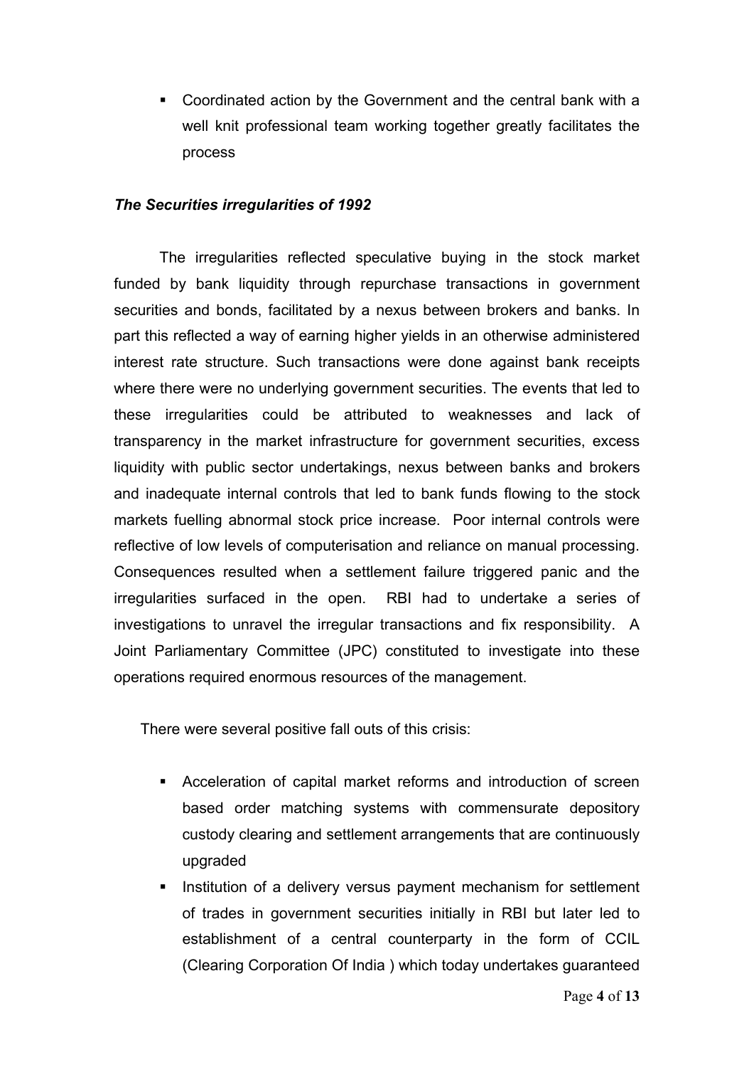- Coordinated action by the Government and the central bank with a well knit professional team working together greatly facilitates the process

***The Securities irregularities of 1992***

The irregularities reflected speculative buying in the stock market funded by bank liquidity through repurchase transactions in government securities and bonds, facilitated by a nexus between brokers and banks. In part this reflected a way of earning higher yields in an otherwise administered interest rate structure. Such transactions were done against bank receipts where there were no underlying government securities. The events that led to these irregularities could be attributed to weaknesses and lack of transparency in the market infrastructure for government securities, excess liquidity with public sector undertakings, nexus between banks and brokers and inadequate internal controls that led to bank funds flowing to the stock markets fuelling abnormal stock price increase. Poor internal controls were reflective of low levels of computerisation and reliance on manual processing. Consequences resulted when a settlement failure triggered panic and the irregularities surfaced in the open. RBI had to undertake a series of investigations to unravel the irregular transactions and fix responsibility. A Joint Parliamentary Committee (JPC) constituted to investigate into these operations required enormous resources of the management.

There were several positive fall outs of this crisis:

- Acceleration of capital market reforms and introduction of screen based order matching systems with commensurate depository custody clearing and settlement arrangements that are continuously upgraded
- Institution of a delivery versus payment mechanism for settlement of trades in government securities initially in RBI but later led to establishment of a central counterparty in the form of CCIL (Clearing Corporation Of India ) which today undertakes guaranteed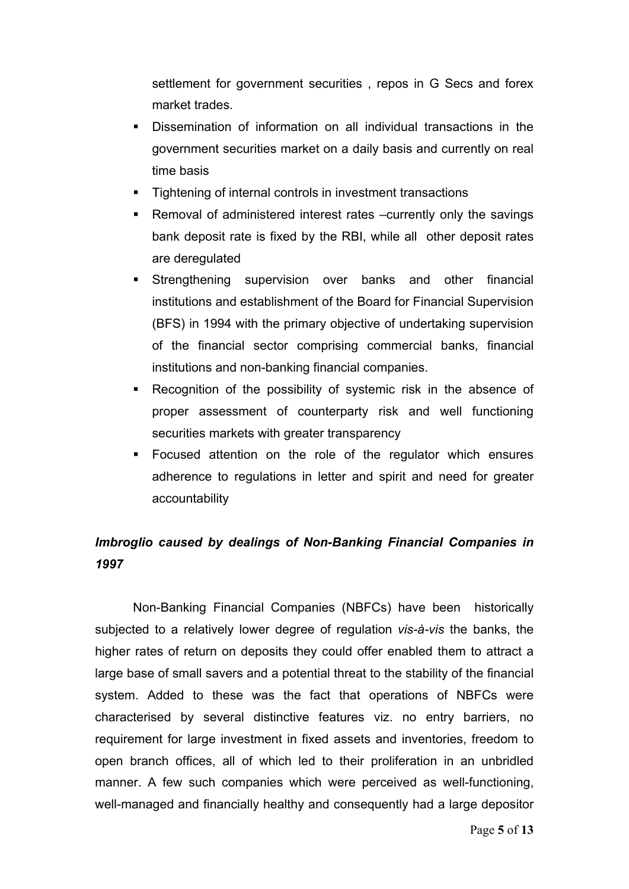settlement for government securities , repos in G Secs and forex market trades.

- Dissemination of information on all individual transactions in the government securities market on a daily basis and currently on real time basis
- Tightening of internal controls in investment transactions
- Removal of administered interest rates –currently only the savings bank deposit rate is fixed by the RBI, while all other deposit rates are deregulated
- Strengthening supervision over banks and other financial institutions and establishment of the Board for Financial Supervision (BFS) in 1994 with the primary objective of undertaking supervision of the financial sector comprising commercial banks, financial institutions and non-banking financial companies.
- Recognition of the possibility of systemic risk in the absence of proper assessment of counterparty risk and well functioning securities markets with greater transparency
- Focused attention on the role of the regulator which ensures adherence to regulations in letter and spirit and need for greater accountability

### *Imbroglio caused by dealings of Non-Banking Financial Companies in 1997*

Non-Banking Financial Companies (NBFCs) have been historically subjected to a relatively lower degree of regulation *vis-à-vis* the banks, the higher rates of return on deposits they could offer enabled them to attract a large base of small savers and a potential threat to the stability of the financial system. Added to these was the fact that operations of NBFCs were characterised by several distinctive features viz. no entry barriers, no requirement for large investment in fixed assets and inventories, freedom to open branch offices, all of which led to their proliferation in an unbridled manner. A few such companies which were perceived as well-functioning, well-managed and financially healthy and consequently had a large depositor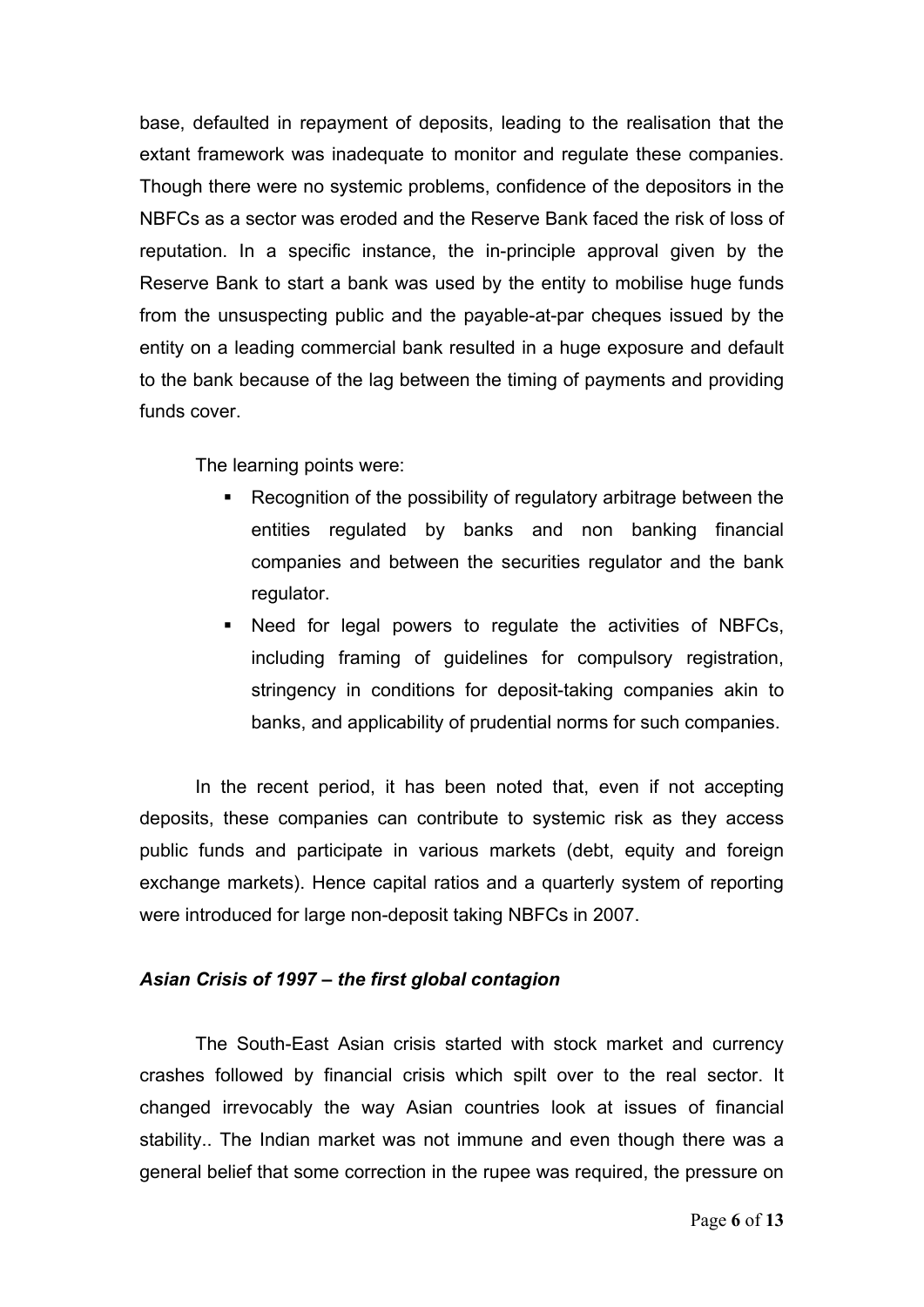base, defaulted in repayment of deposits, leading to the realisation that the extant framework was inadequate to monitor and regulate these companies. Though there were no systemic problems, confidence of the depositors in the NBFCs as a sector was eroded and the Reserve Bank faced the risk of loss of reputation. In a specific instance, the in-principle approval given by the Reserve Bank to start a bank was used by the entity to mobilise huge funds from the unsuspecting public and the payable-at-par cheques issued by the entity on a leading commercial bank resulted in a huge exposure and default to the bank because of the lag between the timing of payments and providing funds cover.

The learning points were:

- Recognition of the possibility of regulatory arbitrage between the entities regulated by banks and non banking financial companies and between the securities regulator and the bank regulator.
- Need for legal powers to regulate the activities of NBFCs, including framing of guidelines for compulsory registration, stringency in conditions for deposit-taking companies akin to banks, and applicability of prudential norms for such companies.

In the recent period, it has been noted that, even if not accepting deposits, these companies can contribute to systemic risk as they access public funds and participate in various markets (debt, equity and foreign exchange markets). Hence capital ratios and a quarterly system of reporting were introduced for large non-deposit taking NBFCs in 2007.

***Asian Crisis of 1997 – the first global contagion***

The South-East Asian crisis started with stock market and currency crashes followed by financial crisis which spilt over to the real sector. It changed irrevocably the way Asian countries look at issues of financial stability.. The Indian market was not immune and even though there was a general belief that some correction in the rupee was required, the pressure on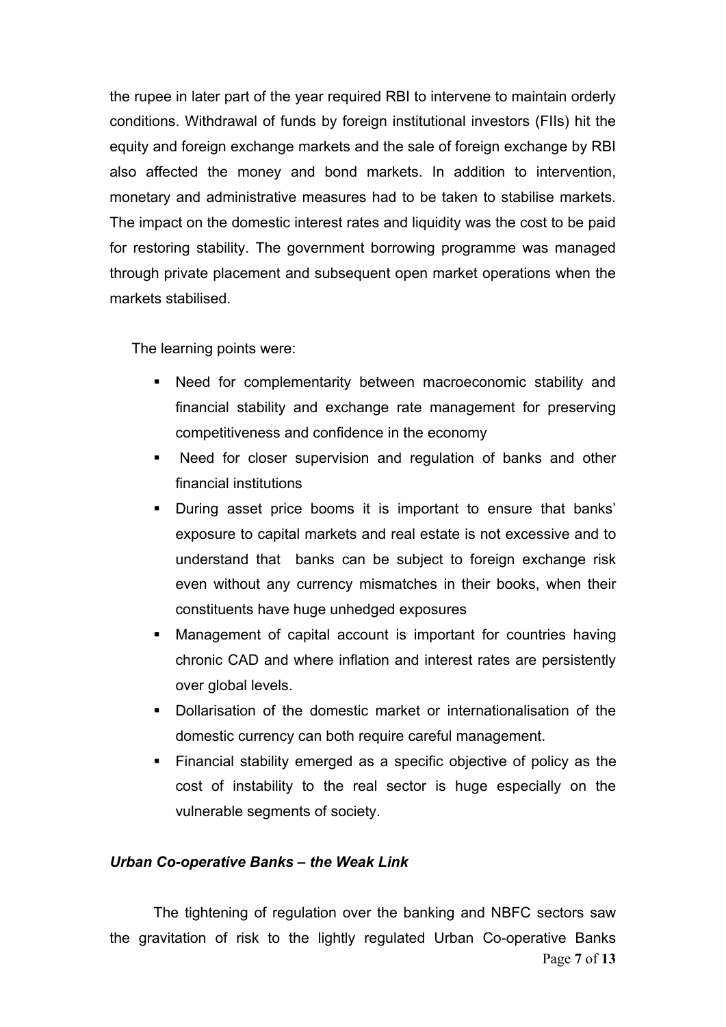the rupee in later part of the year required RBI to intervene to maintain orderly conditions. Withdrawal of funds by foreign institutional investors (FIIs) hit the equity and foreign exchange markets and the sale of foreign exchange by RBI also affected the money and bond markets. In addition to intervention, monetary and administrative measures had to be taken to stabilise markets. The impact on the domestic interest rates and liquidity was the cost to be paid for restoring stability. The government borrowing programme was managed through private placement and subsequent open market operations when the markets stabilised.

The learning points were:

- Need for complementarity between macroeconomic stability and financial stability and exchange rate management for preserving competitiveness and confidence in the economy
- Need for closer supervision and regulation of banks and other financial institutions
- During asset price booms it is important to ensure that banks' exposure to capital markets and real estate is not excessive and to understand that banks can be subject to foreign exchange risk even without any currency mismatches in their books, when their constituents have huge unhedged exposures
- Management of capital account is important for countries having chronic CAD and where inflation and interest rates are persistently over global levels.
- Dollarisation of the domestic market or internationalisation of the domestic currency can both require careful management.
- Financial stability emerged as a specific objective of policy as the cost of instability to the real sector is huge especially on the vulnerable segments of society.

***Urban Co-operative Banks – the Weak Link***

The tightening of regulation over the banking and NBFC sectors saw the gravitation of risk to the lightly regulated Urban Co-operative Banks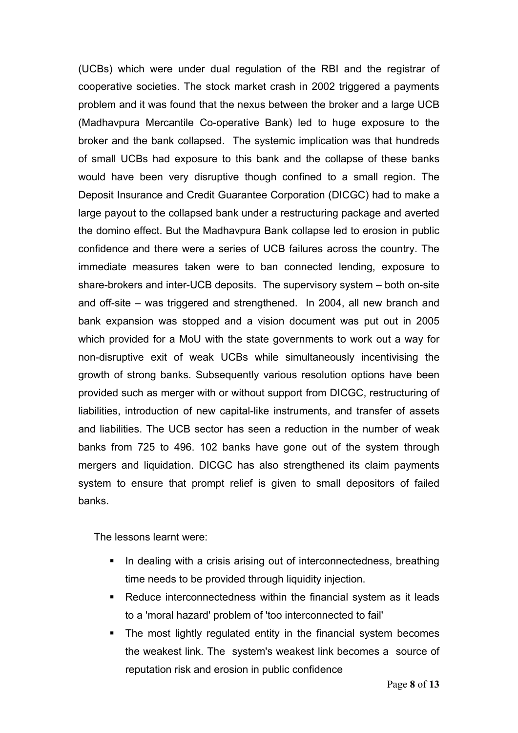(UCBs) which were under dual regulation of the RBI and the registrar of cooperative societies. The stock market crash in 2002 triggered a payments problem and it was found that the nexus between the broker and a large UCB (Madhavpura Mercantile Co-operative Bank) led to huge exposure to the broker and the bank collapsed. The systemic implication was that hundreds of small UCBs had exposure to this bank and the collapse of these banks would have been very disruptive though confined to a small region. The Deposit Insurance and Credit Guarantee Corporation (DICGC) had to make a large payout to the collapsed bank under a restructuring package and averted the domino effect. But the Madhavpura Bank collapse led to erosion in public confidence and there were a series of UCB failures across the country. The immediate measures taken were to ban connected lending, exposure to share-brokers and inter-UCB deposits. The supervisory system – both on-site and off-site – was triggered and strengthened. In 2004, all new branch and bank expansion was stopped and a vision document was put out in 2005 which provided for a MoU with the state governments to work out a way for non-disruptive exit of weak UCBs while simultaneously incentivising the growth of strong banks. Subsequently various resolution options have been provided such as merger with or without support from DICGC, restructuring of liabilities, introduction of new capital-like instruments, and transfer of assets and liabilities. The UCB sector has seen a reduction in the number of weak banks from 725 to 496. 102 banks have gone out of the system through mergers and liquidation. DICGC has also strengthened its claim payments system to ensure that prompt relief is given to small depositors of failed banks.

The lessons learnt were:

- In dealing with a crisis arising out of interconnectedness, breathing time needs to be provided through liquidity injection.
- Reduce interconnectedness within the financial system as it leads to a 'moral hazard' problem of 'too interconnected to fail'
- The most lightly regulated entity in the financial system becomes the weakest link. The system's weakest link becomes a source of reputation risk and erosion in public confidence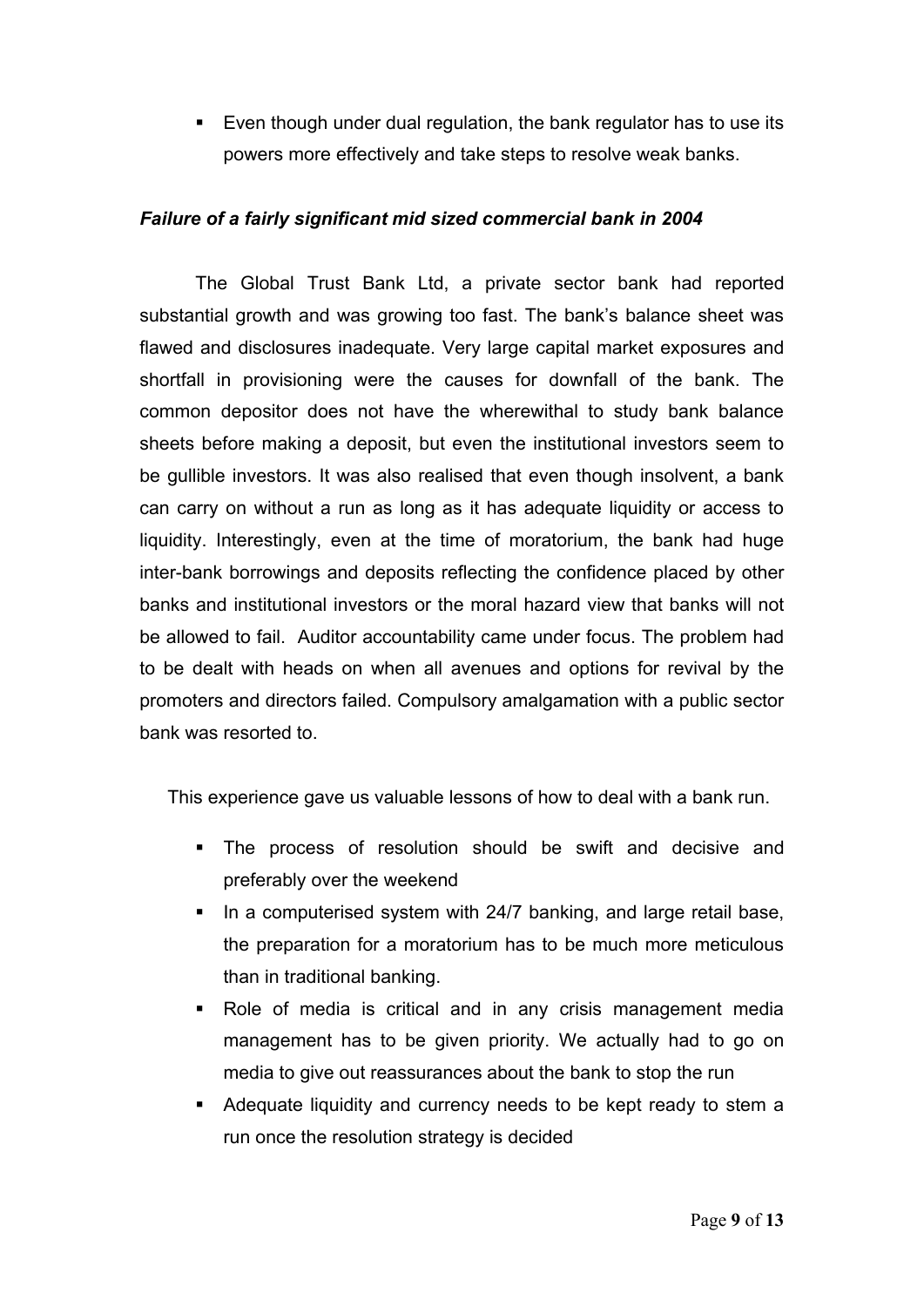- Even though under dual regulation, the bank regulator has to use its powers more effectively and take steps to resolve weak banks.

***Failure of a fairly significant mid sized commercial bank in 2004***

The Global Trust Bank Ltd, a private sector bank had reported substantial growth and was growing too fast. The bank's balance sheet was flawed and disclosures inadequate. Very large capital market exposures and shortfall in provisioning were the causes for downfall of the bank. The common depositor does not have the wherewithal to study bank balance sheets before making a deposit, but even the institutional investors seem to be gullible investors. It was also realised that even though insolvent, a bank can carry on without a run as long as it has adequate liquidity or access to liquidity. Interestingly, even at the time of moratorium, the bank had huge inter-bank borrowings and deposits reflecting the confidence placed by other banks and institutional investors or the moral hazard view that banks will not be allowed to fail. Auditor accountability came under focus. The problem had to be dealt with heads on when all avenues and options for revival by the promoters and directors failed. Compulsory amalgamation with a public sector bank was resorted to.

This experience gave us valuable lessons of how to deal with a bank run.

- The process of resolution should be swift and decisive and preferably over the weekend
- In a computerised system with 24/7 banking, and large retail base, the preparation for a moratorium has to be much more meticulous than in traditional banking.
- Role of media is critical and in any crisis management media management has to be given priority. We actually had to go on media to give out reassurances about the bank to stop the run
- Adequate liquidity and currency needs to be kept ready to stem a run once the resolution strategy is decided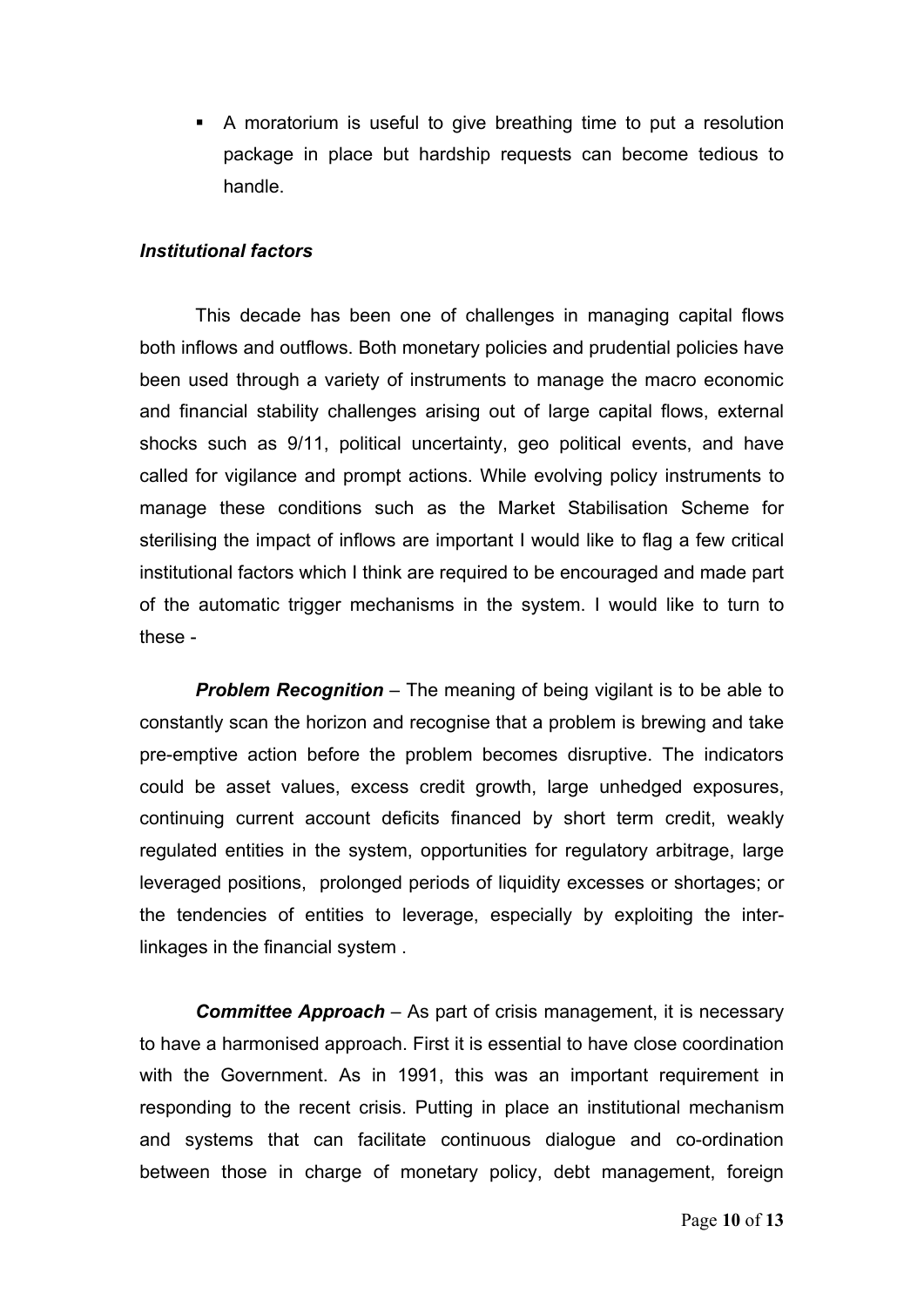- A moratorium is useful to give breathing time to put a resolution package in place but hardship requests can become tedious to handle.

***Institutional factors***

This decade has been one of challenges in managing capital flows both inflows and outflows. Both monetary policies and prudential policies have been used through a variety of instruments to manage the macro economic and financial stability challenges arising out of large capital flows, external shocks such as 9/11, political uncertainty, geo political events, and have called for vigilance and prompt actions. While evolving policy instruments to manage these conditions such as the Market Stabilisation Scheme for sterilising the impact of inflows are important I would like to flag a few critical institutional factors which I think are required to be encouraged and made part of the automatic trigger mechanisms in the system. I would like to turn to these -

***Problem Recognition*** – The meaning of being vigilant is to be able to constantly scan the horizon and recognise that a problem is brewing and take pre-emptive action before the problem becomes disruptive. The indicators could be asset values, excess credit growth, large unhedged exposures, continuing current account deficits financed by short term credit, weakly regulated entities in the system, opportunities for regulatory arbitrage, large leveraged positions, prolonged periods of liquidity excesses or shortages; or the tendencies of entities to leverage, especially by exploiting the inter-linkages in the financial system .

***Committee Approach*** – As part of crisis management, it is necessary to have a harmonised approach. First it is essential to have close coordination with the Government. As in 1991, this was an important requirement in responding to the recent crisis. Putting in place an institutional mechanism and systems that can facilitate continuous dialogue and co-ordination between those in charge of monetary policy, debt management, foreign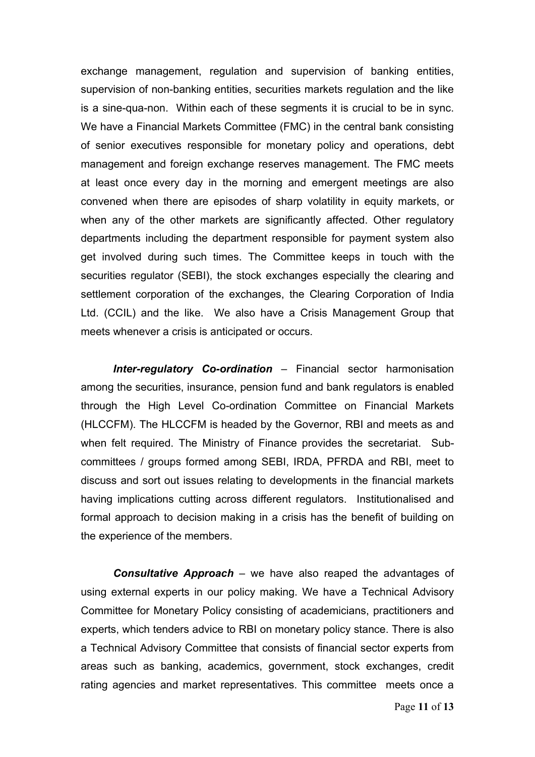exchange management, regulation and supervision of banking entities, supervision of non-banking entities, securities markets regulation and the like is a sine-qua-non. Within each of these segments it is crucial to be in sync. We have a Financial Markets Committee (FMC) in the central bank consisting of senior executives responsible for monetary policy and operations, debt management and foreign exchange reserves management. The FMC meets at least once every day in the morning and emergent meetings are also convened when there are episodes of sharp volatility in equity markets, or when any of the other markets are significantly affected. Other regulatory departments including the department responsible for payment system also get involved during such times. The Committee keeps in touch with the securities regulator (SEBI), the stock exchanges especially the clearing and settlement corporation of the exchanges, the Clearing Corporation of India Ltd. (CCIL) and the like. We also have a Crisis Management Group that meets whenever a crisis is anticipated or occurs.

***Inter-regulatory Co-ordination*** – Financial sector harmonisation among the securities, insurance, pension fund and bank regulators is enabled through the High Level Co-ordination Committee on Financial Markets (HLCCFM). The HLCCFM is headed by the Governor, RBI and meets as and when felt required. The Ministry of Finance provides the secretariat. Sub-committees / groups formed among SEBI, IRDA, PFRDA and RBI, meet to discuss and sort out issues relating to developments in the financial markets having implications cutting across different regulators. Institutionalised and formal approach to decision making in a crisis has the benefit of building on the experience of the members.

***Consultative Approach*** – we have also reaped the advantages of using external experts in our policy making. We have a Technical Advisory Committee for Monetary Policy consisting of academicians, practitioners and experts, which tenders advice to RBI on monetary policy stance. There is also a Technical Advisory Committee that consists of financial sector experts from areas such as banking, academics, government, stock exchanges, credit rating agencies and market representatives. This committee meets once a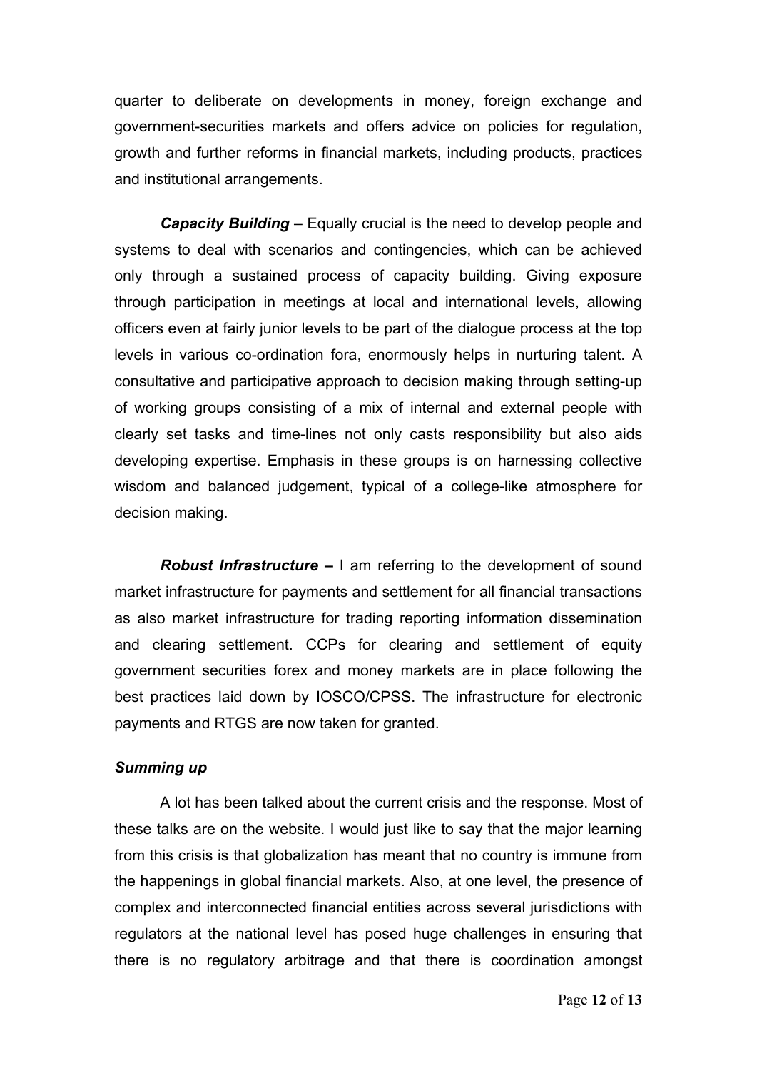quarter to deliberate on developments in money, foreign exchange and government-securities markets and offers advice on policies for regulation, growth and further reforms in financial markets, including products, practices and institutional arrangements.

***Capacity Building*** – Equally crucial is the need to develop people and systems to deal with scenarios and contingencies, which can be achieved only through a sustained process of capacity building. Giving exposure through participation in meetings at local and international levels, allowing officers even at fairly junior levels to be part of the dialogue process at the top levels in various co-ordination fora, enormously helps in nurturing talent. A consultative and participative approach to decision making through setting-up of working groups consisting of a mix of internal and external people with clearly set tasks and time-lines not only casts responsibility but also aids developing expertise. Emphasis in these groups is on harnessing collective wisdom and balanced judgement, typical of a college-like atmosphere for decision making.

***Robust Infrastructure* –** I am referring to the development of sound market infrastructure for payments and settlement for all financial transactions as also market infrastructure for trading reporting information dissemination and clearing settlement. CCPs for clearing and settlement of equity government securities forex and money markets are in place following the best practices laid down by IOSCO/CPSS. The infrastructure for electronic payments and RTGS are now taken for granted.

### ***Summing up***

A lot has been talked about the current crisis and the response. Most of these talks are on the website. I would just like to say that the major learning from this crisis is that globalization has meant that no country is immune from the happenings in global financial markets. Also, at one level, the presence of complex and interconnected financial entities across several jurisdictions with regulators at the national level has posed huge challenges in ensuring that there is no regulatory arbitrage and that there is coordination amongst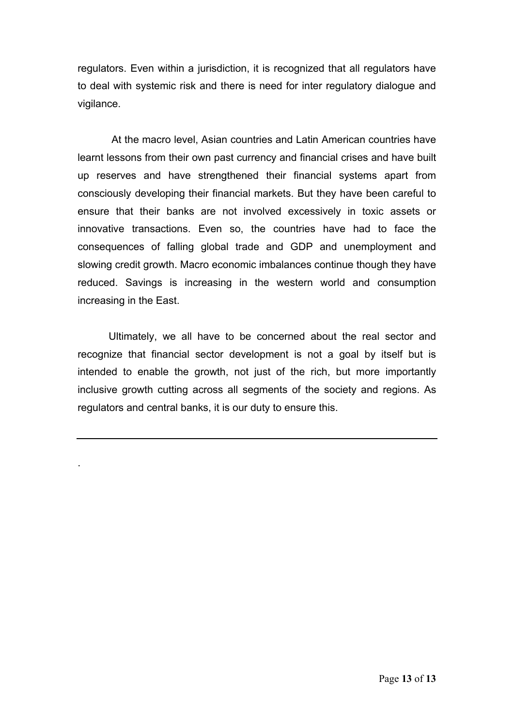regulators. Even within a jurisdiction, it is recognized that all regulators have to deal with systemic risk and there is need for inter regulatory dialogue and vigilance.

At the macro level, Asian countries and Latin American countries have learnt lessons from their own past currency and financial crises and have built up reserves and have strengthened their financial systems apart from consciously developing their financial markets. But they have been careful to ensure that their banks are not involved excessively in toxic assets or innovative transactions. Even so, the countries have had to face the consequences of falling global trade and GDP and unemployment and slowing credit growth. Macro economic imbalances continue though they have reduced. Savings is increasing in the western world and consumption increasing in the East.

Ultimately, we all have to be concerned about the real sector and recognize that financial sector development is not a goal by itself but is intended to enable the growth, not just of the rich, but more importantly inclusive growth cutting across all segments of the society and regions. As regulators and central banks, it is our duty to ensure this.

---

.